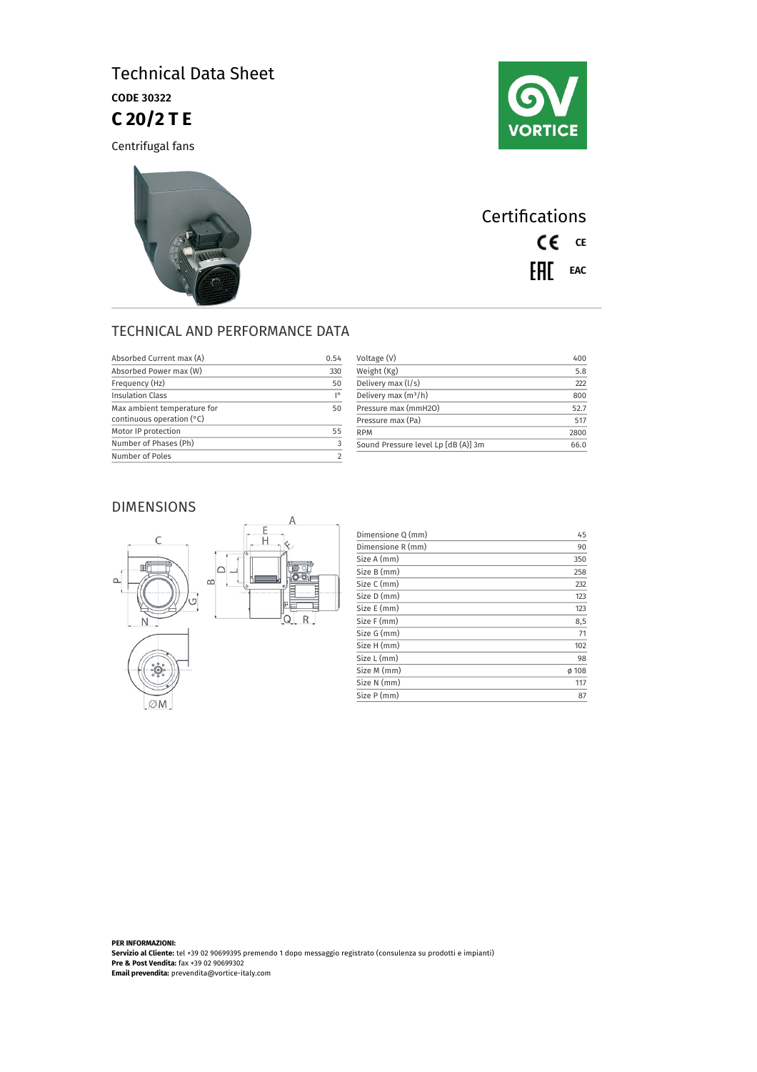# Technical Data Sheet

**CODE 30322**

## C 20/2 T E

Centrifugal fans

## Certifications

CE

EAC

## TECHNICAL AND PERFORMANCE DATA

| Parameter | Value |
|---|---|
| Absorbed Current max (A) | 0.54 |
| Absorbed Power max (W) | 330 |
| Frequency (Hz) | 50 |
| Insulation Class | I° |
| Max ambient temperature for continuous operation (°C) | 50 |
| Motor IP protection | 55 |
| Number of Phases (Ph) | 3 |
| Number of Poles | 2 |

| Parameter | Value |
|---|---|
| Voltage (V) | 400 |
| Weight (Kg) | 5.8 |
| Delivery max (l/s) | 222 |
| Delivery max (m³/h) | 800 |
| Pressure max (mmH2O) | 52.7 |
| Pressure max (Pa) | 517 |
| RPM | 2800 |
| Sound Pressure level Lp [dB (A)] 3m | 66.0 |

## DIMENSIONS

| Dimension | Value |
|---|---|
| Dimensione Q (mm) | 45 |
| Dimensione R (mm) | 90 |
| Size A (mm) | 350 |
| Size B (mm) | 258 |
| Size C (mm) | 232 |
| Size D (mm) | 123 |
| Size E (mm) | 123 |
| Size F (mm) | 8,5 |
| Size G (mm) | 71 |
| Size H (mm) | 102 |
| Size L (mm) | 98 |
| Size M (mm) | ø 108 |
| Size N (mm) | 117 |
| Size P (mm) | 87 |

**PER INFORMAZIONI:**
**Servizio al Cliente:** tel +39 02 90699395 premendo 1 dopo messaggio registrato (consulenza su prodotti e impianti)
**Pre & Post Vendita:** fax +39 02 90699302
**Email prevendita:** prevendita@vortice-italy.com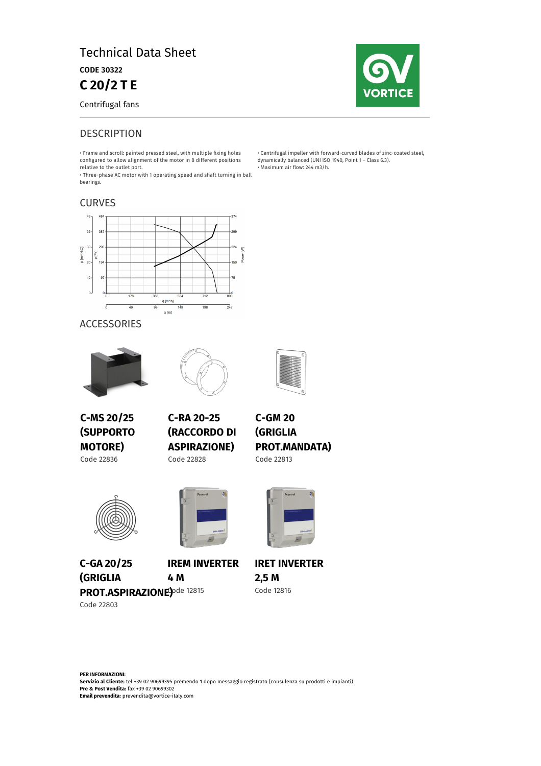# Technical Data Sheet

**CODE 30322**

## C 20/2 T E

Centrifugal fans

VORTICE

## DESCRIPTION

- Frame and scroll: painted pressed steel, with multiple fixing holes configured to allow alignment of the motor in 8 different positions relative to the outlet port.
- Three-phase AC motor with 1 operating speed and shaft turning in ball bearings.
- Centrifugal impeller with forward-curved blades of zinc-coated steel, dynamically balanced (UNI ISO 1940, Point 1 – Class 6.3).
- Maximum air flow: 244 m3/h.

## CURVES

p [mmH2O]: 0, 10, 20, 30, 39, 49

p [Pa]: 0, 97, 194, 290, 387, 484

Power [W]: 0, 75, 150, 224, 299, 374

q [m³/h]: 0, 178, 356, 534, 712, 890

q [l/s]: 0, 49, 99, 148, 198, 247

## ACCESSORIES

**C-MS 20/25 (SUPPORTO MOTORE)**
Code 22836

**C-RA 20-25 (RACCORDO DI ASPIRAZIONE)**
Code 22828

**C-GM 20 (GRIGLIA PROT.MANDATA)**
Code 22813

**C-GA 20/25 (GRIGLIA PROT.ASPIRAZIONE)**
Code 22803

**IREM INVERTER 4 M**
Code 12815

**IRET INVERTER 2,5 M**
Code 12816

**PER INFORMAZIONI:**
**Servizio al Cliente:** tel +39 02 90699395 premendo 1 dopo messaggio registrato (consulenza su prodotti e impianti)
**Pre & Post Vendita:** fax +39 02 90699302
**Email prevendita:** prevendita@vortice-italy.com